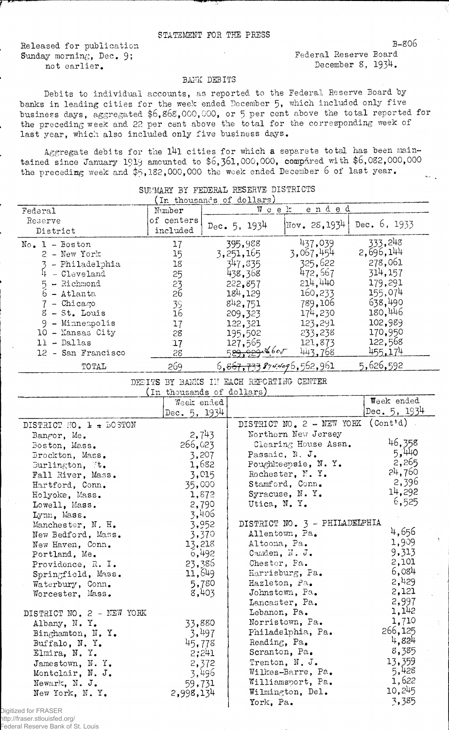STATEMENT FOR THE PRESS

Released for publication
Sunday morning, Dec. 9;
not earlier.

B-806
Federal Reserve Board
December 8, 1934.

## BANK DEBITS

Debits to individual accounts, as reported to the Federal Reserve Board by banks in leading cities for the week ended December 5, which included only five business days, aggregated $6,868,000,000, or 5 per cent above the total reported for the preceding week and 22 per cent above the total for the corresponding week of last year, which also included only five business days.

Aggregate debits for the 141 cities for which a separate total has been maintained since January 1919 amounted to $6,361,000,000, compared with $6,082,000,000 the preceding week and $5,182,000,000 the week ended December 6 of last year.

### SUMMARY BY FEDERAL RESERVE DISTRICTS
(In thousands of dollars)

| Federal Reserve District | Number of centers included | Week ended Dec. 5, 1934 | Week ended Nov. 28, 1934 | Week ended Dec. 6, 1933 |
|---|---|---|---|---|
| No. 1 - Boston | 17 | 395,988 | 437,039 | 333,248 |
| 2 - New York | 15 | 3,251,165 | 3,067,454 | 2,696,144 |
| 3 - Philadelphia | 18 | 347,835 | 325,622 | 278,061 |
| 4 - Cleveland | 25 | 438,368 | 472,667 | 314,157 |
| 5 - Richmond | 23 | 222,857 | 214,440 | 179,291 |
| 6 - Atlanta | 26 | 184,129 | 160,233 | 155,074 |
| 7 - Chicago | 39 | 842,751 | 789,106 | 638,490 |
| 8 - St. Louis | 16 | 209,323 | 174,230 | 180,446 |
| 9 - Minneapolis | 17 | 122,321 | 123,291 | 102,989 |
| 10 - Kansas City | 28 | 195,502 | 233,238 | 170,950 |
| 11 - Dallas | 17 | 127,565 | 121,873 | 122,568 |
| 12 - San Francisco | 28 | ~~529,929~~ 546,605 | 443,768 | 455,174 |
| TOTAL | 269 | ~~6,867,733~~ 6,884,409 | 6,562,961 | 5,626,592 |

### DEBITS BY BANKS IN EACH REPORTING CENTER
(In thousands of dollars)

| | Week ended Dec. 5, 1934 |
|---|---|
| **DISTRICT NO. 1 - BOSTON** | |
| Bangor, Me. | 2,743 |
| Boston, Mass. | 266,023 |
| Brockton, Mass. | 3,207 |
| Burlington, Vt. | 1,682 |
| Fall River, Mass. | 3,015 |
| Hartford, Conn. | 35,000 |
| Holyoke, Mass. | 1,872 |
| Lowell, Mass. | 2,790 |
| Lynn, Mass. | 3,406 |
| Manchester, N. H. | 3,952 |
| New Bedford, Mass. | 3,370 |
| New Haven, Conn. | 13,218 |
| Portland, Me. | 6,492 |
| Providence, R. I. | 23,385 |
| Springfield, Mass. | 11,649 |
| Waterbury, Conn. | 5,780 |
| Worcester, Mass. | 8,403 |
| **DISTRICT NO. 2 - NEW YORK** | |
| Albany, N. Y. | 33,880 |
| Binghamton, N. Y. | 3,497 |
| Buffalo, N. Y. | 45,778 |
| Elmira, N. Y. | 2,241 |
| Jamestown, N. Y. | 2,372 |
| Montclair, N. J. | 3,496 |
| Newark, N. J. | 59,731 |
| New York, N. Y. | 2,998,134 |
| **DISTRICT NO. 2 - NEW YORK (Cont'd)** | |
| Northern New Jersey Clearing House Assn. | 46,358 |
| Passaic, N. J. | 5,440 |
| Poughkeepsie, N. Y. | 2,265 |
| Rochester, N. Y. | 24,760 |
| Stamford, Conn. | 2,396 |
| Syracuse, N. Y. | 14,292 |
| Utica, N. Y. | 6,525 |
| **DISTRICT NO. 3 - PHILADELPHIA** | |
| Allentown, Pa. | 4,656 |
| Altoona, Pa. | 1,909 |
| Camden, N. J. | 9,313 |
| Chester, Pa. | 2,101 |
| Harrisburg, Pa. | 6,084 |
| Hazleton, Pa. | 2,429 |
| Johnstown, Pa. | 2,121 |
| Lancaster, Pa. | 2,997 |
| Lebanon, Pa. | 1,142 |
| Norristown, Pa. | 1,710 |
| Philadelphia, Pa. | 266,125 |
| Reading, Pa. | 4,824 |
| Scranton, Pa. | 8,385 |
| Trenton, N. J. | 13,359 |
| Wilkes-Barre, Pa. | 5,428 |
| Williamsport, Pa. | 1,622 |
| Wilmington, Del. | 10,245 |
| York, Pa. | 3,385 |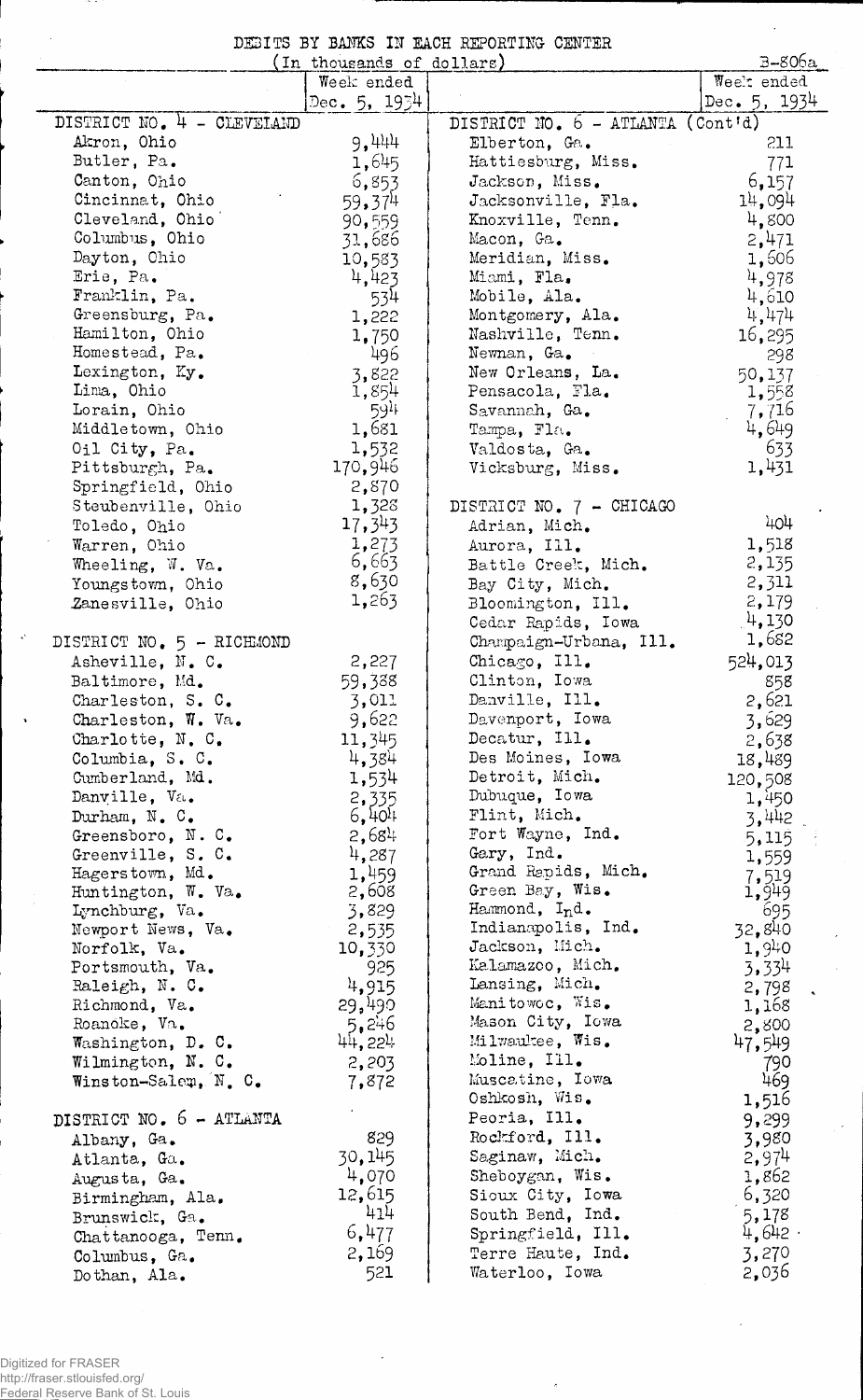# DEBITS BY BANKS IN EACH REPORTING CENTER

(In thousands of dollars)

B-806a

| | Week ended Dec. 5, 1934 | | Week ended Dec. 5, 1934 |
|---|---|---|---|
| **DISTRICT NO. 4 - CLEVELAND** | | **DISTRICT NO. 6 - ATLANTA (Cont'd)** | |
| Akron, Ohio | 9,444 | Elberton, Ga. | 211 |
| Butler, Pa. | 1,645 | Hattiesburg, Miss. | 771 |
| Canton, Ohio | 6,853 | Jackson, Miss. | 6,157 |
| Cincinnati, Ohio | 59,374 | Jacksonville, Fla. | 14,094 |
| Cleveland, Ohio | 90,559 | Knoxville, Tenn. | 4,800 |
| Columbus, Ohio | 31,686 | Macon, Ga. | 2,471 |
| Dayton, Ohio | 10,583 | Meridian, Miss. | 1,606 |
| Erie, Pa. | 4,423 | Miami, Fla. | 4,978 |
| Franklin, Pa. | 534 | Mobile, Ala. | 4,610 |
| Greensburg, Pa. | 1,222 | Montgomery, Ala. | 4,474 |
| Hamilton, Ohio | 1,750 | Nashville, Tenn. | 16,295 |
| Homestead, Pa. | 496 | Newnan, Ga. | 298 |
| Lexington, Ky. | 3,822 | New Orleans, La. | 50,137 |
| Lima, Ohio | 1,854 | Pensacola, Fla. | 1,558 |
| Lorain, Ohio | 594 | Savannah, Ga. | 7,716 |
| Middletown, Ohio | 1,681 | Tampa, Fla. | 4,649 |
| Oil City, Pa. | 1,532 | Valdosta, Ga. | 633 |
| Pittsburgh, Pa. | 170,946 | Vicksburg, Miss. | 1,431 |
| Springfield, Ohio | 2,870 | | |
| Steubenville, Ohio | 1,328 | **DISTRICT NO. 7 - CHICAGO** | |
| Toledo, Ohio | 17,343 | Adrian, Mich. | 404 |
| Warren, Ohio | 1,273 | Aurora, Ill. | 1,518 |
| Wheeling, W. Va. | 6,663 | Battle Creek, Mich. | 2,135 |
| Youngstown, Ohio | 8,630 | Bay City, Mich. | 2,311 |
| Zanesville, Ohio | 1,263 | Bloomington, Ill. | 2,179 |
| | | Cedar Rapids, Iowa | 4,130 |
| **DISTRICT NO. 5 - RICHMOND** | | Champaign-Urbana, Ill. | 1,682 |
| Asheville, N. C. | 2,227 | Chicago, Ill. | 524,013 |
| Baltimore, Md. | 59,388 | Clinton, Iowa | 858 |
| Charleston, S. C. | 3,011 | Danville, Ill. | 2,621 |
| Charleston, W. Va. | 9,622 | Davenport, Iowa | 3,629 |
| Charlotte, N. C. | 11,345 | Decatur, Ill. | 2,638 |
| Columbia, S. C. | 4,384 | Des Moines, Iowa | 18,489 |
| Cumberland, Md. | 1,534 | Detroit, Mich. | 120,508 |
| Danville, Va. | 2,335 | Dubuque, Iowa | 1,450 |
| Durham, N. C. | 6,404 | Flint, Mich. | 3,442 |
| Greensboro, N. C. | 2,684 | Fort Wayne, Ind. | 5,115 |
| Greenville, S. C. | 4,287 | Gary, Ind. | 1,559 |
| Hagerstown, Md. | 1,459 | Grand Rapids, Mich. | 7,519 |
| Huntington, W. Va. | 2,608 | Green Bay, Wis. | 1,949 |
| Lynchburg, Va. | 3,829 | Hammond, Ind. | 695 |
| Newport News, Va. | 2,535 | Indianapolis, Ind. | 32,840 |
| Norfolk, Va. | 10,330 | Jackson, Mich. | 1,940 |
| Portsmouth, Va. | 925 | Kalamazoo, Mich. | 3,334 |
| Raleigh, N. C. | 4,915 | Lansing, Mich. | 2,798 |
| Richmond, Va. | 29,499 | Manitowoc, Wis. | 1,168 |
| Roanoke, Va. | 5,246 | Mason City, Iowa | 2,800 |
| Washington, D. C. | 44,224 | Milwaukee, Wis. | 47,549 |
| Wilmington, N. C. | 2,203 | Moline, Ill. | 790 |
| Winston-Salem, N. C. | 7,872 | Muscatine, Iowa | 469 |
| | | Oshkosh, Wis. | 1,516 |
| **DISTRICT NO. 6 - ATLANTA** | | Peoria, Ill. | 9,299 |
| Albany, Ga. | 829 | Rockford, Ill. | 3,980 |
| Atlanta, Ga. | 30,145 | Saginaw, Mich. | 2,974 |
| Augusta, Ga. | 4,070 | Sheboygan, Wis. | 1,862 |
| Birmingham, Ala. | 12,615 | Sioux City, Iowa | 6,320 |
| Brunswick, Ga. | 414 | South Bend, Ind. | 5,178 |
| Chattanooga, Tenn. | 6,477 | Springfield, Ill. | 4,642 |
| Columbus, Ga. | 2,169 | Terre Haute, Ind. | 3,270 |
| Dothan, Ala. | 521 | Waterloo, Iowa | 2,036 |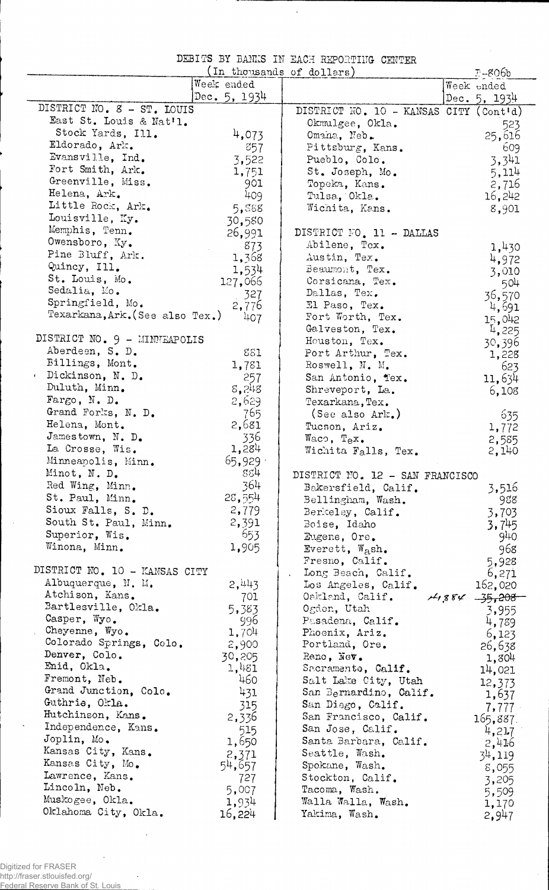DEBITS BY BANKS IN EACH REPORTING CENTER

(In thousands of dollars)

R-806b

| | Week ended Dec. 5, 1934 |
|---|---|
| **DISTRICT NO. 8 - ST. LOUIS** | |
| East St. Louis & Nat'l. Stock Yards, Ill. | 4,073 |
| Eldorado, Ark. | 857 |
| Evansville, Ind. | 3,522 |
| Fort Smith, Ark. | 1,751 |
| Greenville, Miss. | 901 |
| Helena, Ark. | 409 |
| Little Rock, Ark. | 5,888 |
| Louisville, Ky. | 30,580 |
| Memphis, Tenn. | 26,991 |
| Owensboro, Ky. | 873 |
| Pine Bluff, Ark. | 1,368 |
| Quincy, Ill. | 1,534 |
| St. Louis, Mo. | 127,066 |
| Sedalia, Mo. | 327 |
| Springfield, Mo. | 2,776 |
| Texarkana, Ark. (See also Tex.) | 407 |
| **DISTRICT NO. 9 - MINNEAPOLIS** | |
| Aberdeen, S. D. | 881 |
| Billings, Mont. | 1,781 |
| Dickinson, N. D. | 257 |
| Duluth, Minn. | 8,248 |
| Fargo, N. D. | 2,629 |
| Grand Forks, N. D. | 765 |
| Helena, Mont. | 2,681 |
| Jamestown, N. D. | 336 |
| La Crosse, Wis. | 1,284 |
| Minneapolis, Minn. | 65,929 |
| Minot, N. D. | 884 |
| Red Wing, Minn. | 364 |
| St. Paul, Minn. | 28,554 |
| Sioux Falls, S. D. | 2,779 |
| South St. Paul, Minn. | 2,391 |
| Superior, Wis. | 653 |
| Winona, Minn. | 1,905 |
| **DISTRICT NO. 10 - KANSAS CITY** | |
| Albuquerque, N. M. | 2,443 |
| Atchison, Kans. | 701 |
| Bartlesville, Okla. | 5,383 |
| Casper, Wyo. | 996 |
| Cheyenne, Wyo. | 1,704 |
| Colorado Springs, Colo. | 2,900 |
| Denver, Colo. | 30,205 |
| Enid, Okla. | 1,481 |
| Fremont, Neb. | 460 |
| Grand Junction, Colo. | 431 |
| Guthrie, Okla. | 315 |
| Hutchinson, Kans. | 2,336 |
| Independence, Kans. | 515 |
| Joplin, Mo. | 1,650 |
| Kansas City, Kans. | 2,371 |
| Kansas City, Mo. | 54,657 |
| Lawrence, Kans. | 727 |
| Lincoln, Neb. | 5,007 |
| Muskogee, Okla. | 1,934 |
| Oklahoma City, Okla. | 16,224 |
| **DISTRICT NO. 10 - KANSAS CITY (Cont'd)** | |
| Okmulgee, Okla. | 523 |
| Omaha, Neb. | 25,616 |
| Pittsburg, Kans. | 609 |
| Pueblo, Colo. | 3,341 |
| St. Joseph, Mo. | 5,114 |
| Topeka, Kans. | 2,716 |
| Tulsa, Okla. | 16,242 |
| Wichita, Kans. | 8,901 |
| **DISTRICT NO. 11 - DALLAS** | |
| Abilene, Tex. | 1,430 |
| Austin, Tex. | 4,972 |
| Beaumont, Tex. | 3,010 |
| Corsicana, Tex. | 504 |
| Dallas, Tex. | 36,570 |
| El Paso, Tex. | 4,691 |
| Fort Worth, Tex. | 15,042 |
| Galveston, Tex. | 4,225 |
| Houston, Tex. | 30,396 |
| Port Arthur, Tex. | 1,228 |
| Roswell, N. M. | 623 |
| San Antonio, Tex. | 11,634 |
| Shreveport, La. | 6,108 |
| Texarkana, Tex. (See also Ark.) | 635 |
| Tucson, Ariz. | 1,772 |
| Waco, Tex. | 2,585 |
| Wichita Falls, Tex. | 2,140 |
| **DISTRICT NO. 12 - SAN FRANCISCO** | |
| Bakersfield, Calif. | 3,516 |
| Bellingham, Wash. | 988 |
| Berkeley, Calif. | 3,703 |
| Boise, Idaho | 3,745 |
| Eugene, Ore. | 940 |
| Everett, Wash. | 968 |
| Fresno, Calif. | 5,928 |
| Long Beach, Calif. | 6,271 |
| Los Angeles, Calif. | 162,020 |
| Oakland, Calif. | 41,884 ~~35,208~~ |
| Ogden, Utah | 3,955 |
| Pasadena, Calif. | 4,789 |
| Phoenix, Ariz. | 6,123 |
| Portland, Ore. | 26,638 |
| Reno, Nev. | 1,804 |
| Sacramento, Calif. | 14,021 |
| Salt Lake City, Utah | 12,373 |
| San Bernardino, Calif. | 1,637 |
| San Diego, Calif. | 7,777 |
| San Francisco, Calif. | 165,887 |
| San Jose, Calif. | 4,217 |
| Santa Barbara, Calif. | 2,416 |
| Seattle, Wash. | 34,119 |
| Spokane, Wash. | 8,055 |
| Stockton, Calif. | 3,205 |
| Tacoma, Wash. | 5,509 |
| Walla Walla, Wash. | 1,170 |
| Yakima, Wash. | 2,947 |